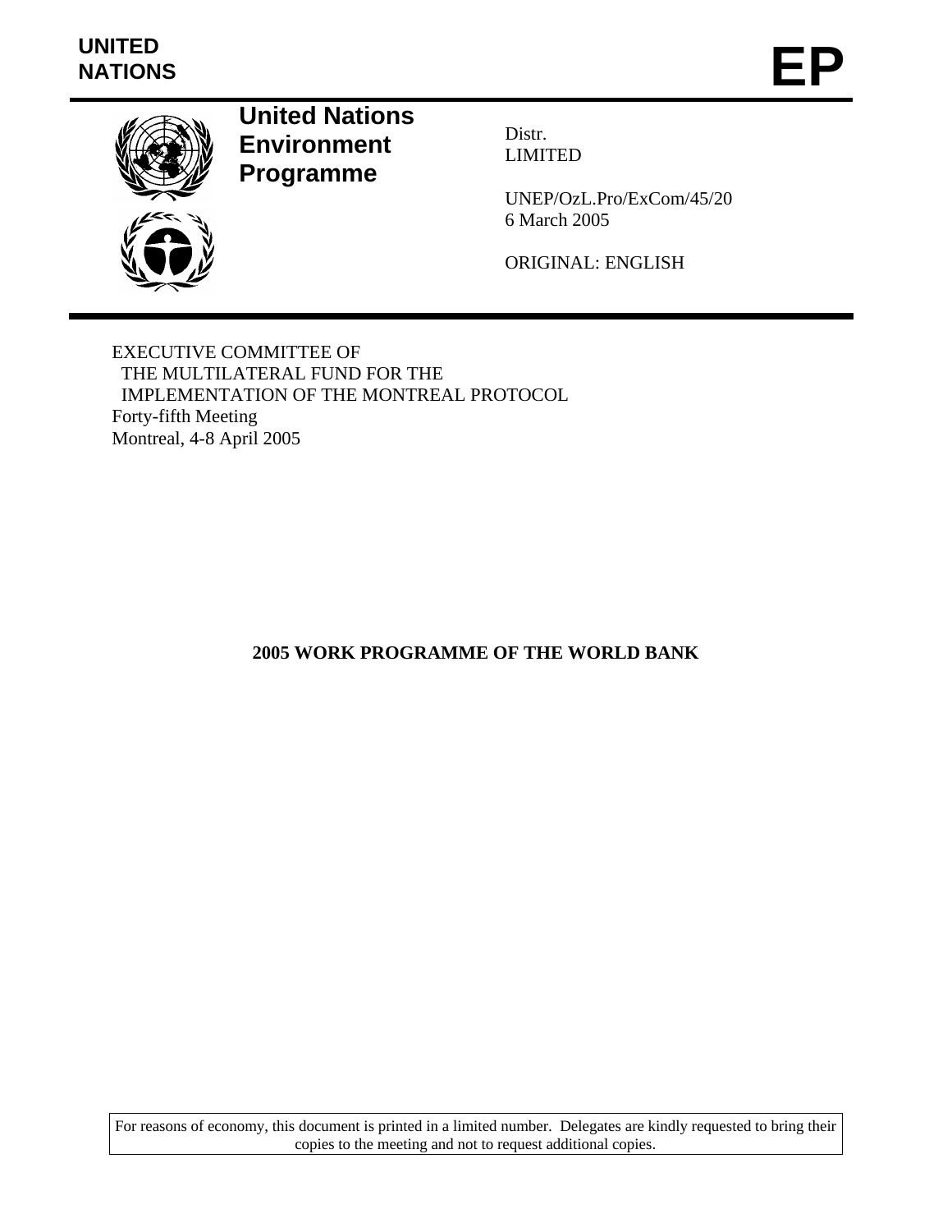UNITED NATIONS

# EP

**United Nations Environment Programme**

Distr.
LIMITED

UNEP/OzL.Pro/ExCom/45/20
6 March 2005

ORIGINAL: ENGLISH

EXECUTIVE COMMITTEE OF
THE MULTILATERAL FUND FOR THE
IMPLEMENTATION OF THE MONTREAL PROTOCOL
Forty-fifth Meeting
Montreal, 4-8 April 2005

## 2005 WORK PROGRAMME OF THE WORLD BANK

For reasons of economy, this document is printed in a limited number. Delegates are kindly requested to bring their copies to the meeting and not to request additional copies.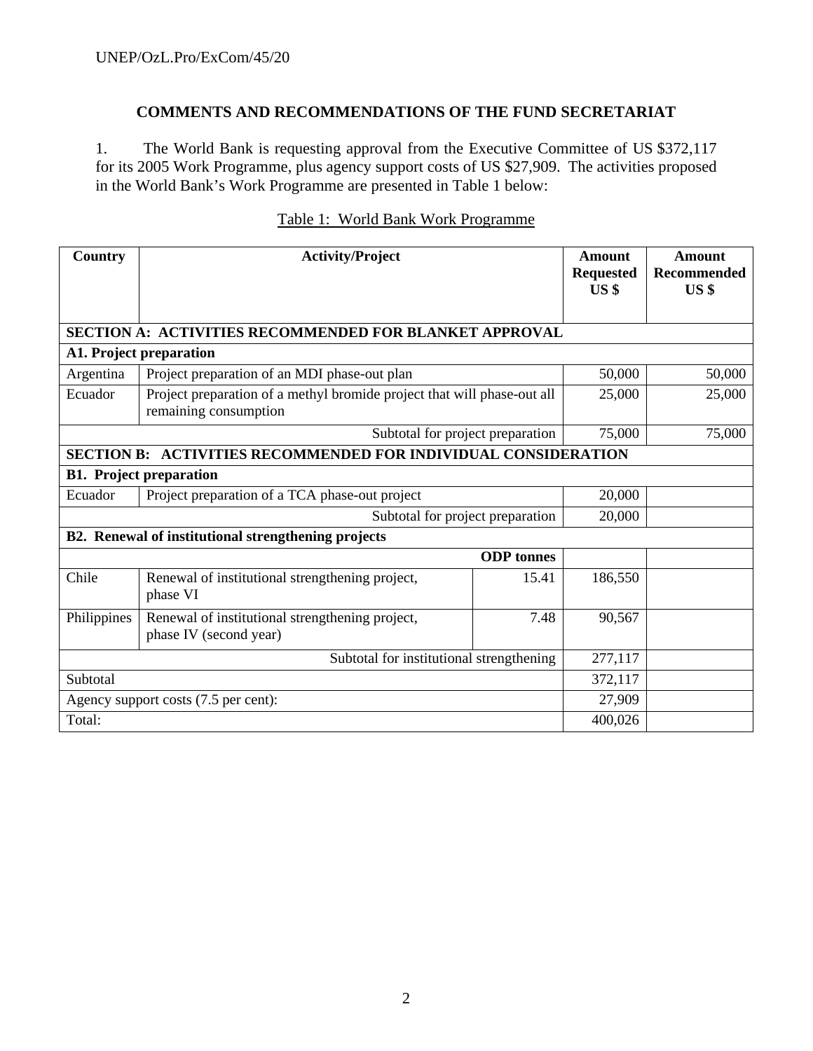## COMMENTS AND RECOMMENDATIONS OF THE FUND SECRETARIAT

1. The World Bank is requesting approval from the Executive Committee of US $372,117 for its 2005 Work Programme, plus agency support costs of US $27,909. The activities proposed in the World Bank's Work Programme are presented in Table 1 below:

Table 1: World Bank Work Programme

| Country | Activity/Project | | Amount Requested US $ | Amount Recommended US $ |
|---|---|---|---|---|
| **SECTION A: ACTIVITIES RECOMMENDED FOR BLANKET APPROVAL** | | | | |
| **A1. Project preparation** | | | | |
| Argentina | Project preparation of an MDI phase-out plan | | 50,000 | 50,000 |
| Ecuador | Project preparation of a methyl bromide project that will phase-out all remaining consumption | | 25,000 | 25,000 |
| | | Subtotal for project preparation | 75,000 | 75,000 |
| **SECTION B: ACTIVITIES RECOMMENDED FOR INDIVIDUAL CONSIDERATION** | | | | |
| **B1. Project preparation** | | | | |
| Ecuador | Project preparation of a TCA phase-out project | | 20,000 | |
| | | Subtotal for project preparation | 20,000 | |
| **B2. Renewal of institutional strengthening projects** | | | | |
| | | **ODP tonnes** | | |
| Chile | Renewal of institutional strengthening project, phase VI | 15.41 | 186,550 | |
| Philippines | Renewal of institutional strengthening project, phase IV (second year) | 7.48 | 90,567 | |
| | | Subtotal for institutional strengthening | 277,117 | |
| Subtotal | | | 372,117 | |
| Agency support costs (7.5 per cent): | | | 27,909 | |
| Total: | | | 400,026 | |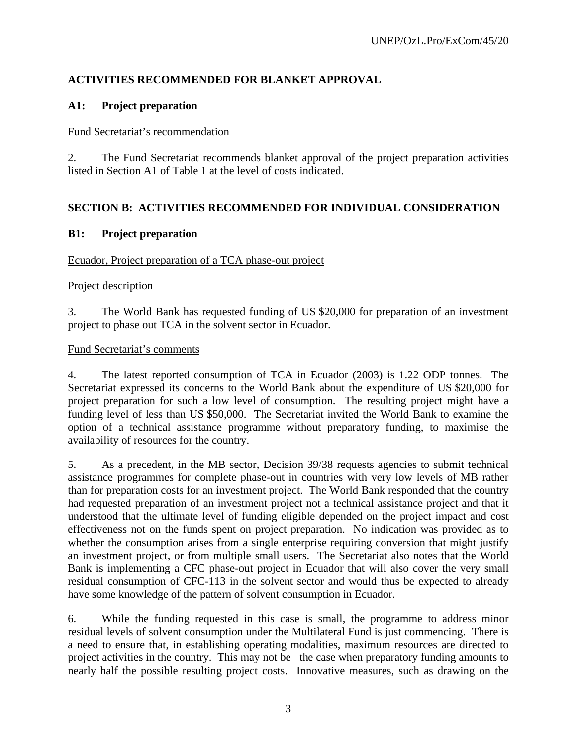## ACTIVITIES RECOMMENDED FOR BLANKET APPROVAL

### A1: Project preparation

Fund Secretariat's recommendation

2. The Fund Secretariat recommends blanket approval of the project preparation activities listed in Section A1 of Table 1 at the level of costs indicated.

## SECTION B: ACTIVITIES RECOMMENDED FOR INDIVIDUAL CONSIDERATION

### B1: Project preparation

Ecuador, Project preparation of a TCA phase-out project

Project description

3. The World Bank has requested funding of US $20,000 for preparation of an investment project to phase out TCA in the solvent sector in Ecuador.

Fund Secretariat's comments

4. The latest reported consumption of TCA in Ecuador (2003) is 1.22 ODP tonnes. The Secretariat expressed its concerns to the World Bank about the expenditure of US $20,000 for project preparation for such a low level of consumption. The resulting project might have a funding level of less than US $50,000. The Secretariat invited the World Bank to examine the option of a technical assistance programme without preparatory funding, to maximise the availability of resources for the country.

5. As a precedent, in the MB sector, Decision 39/38 requests agencies to submit technical assistance programmes for complete phase-out in countries with very low levels of MB rather than for preparation costs for an investment project. The World Bank responded that the country had requested preparation of an investment project not a technical assistance project and that it understood that the ultimate level of funding eligible depended on the project impact and cost effectiveness not on the funds spent on project preparation. No indication was provided as to whether the consumption arises from a single enterprise requiring conversion that might justify an investment project, or from multiple small users. The Secretariat also notes that the World Bank is implementing a CFC phase-out project in Ecuador that will also cover the very small residual consumption of CFC-113 in the solvent sector and would thus be expected to already have some knowledge of the pattern of solvent consumption in Ecuador.

6. While the funding requested in this case is small, the programme to address minor residual levels of solvent consumption under the Multilateral Fund is just commencing. There is a need to ensure that, in establishing operating modalities, maximum resources are directed to project activities in the country. This may not be the case when preparatory funding amounts to nearly half the possible resulting project costs. Innovative measures, such as drawing on the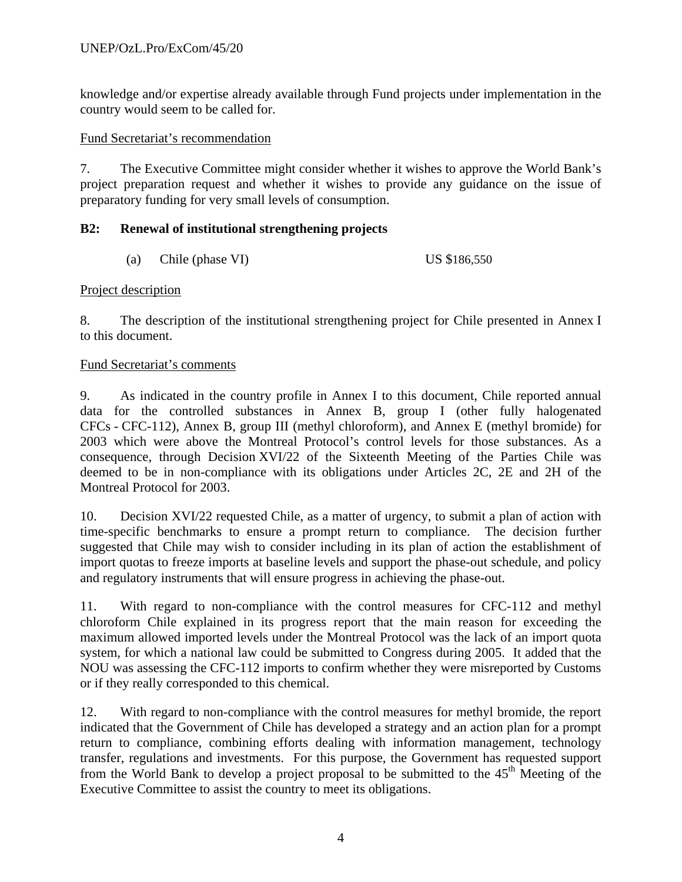knowledge and/or expertise already available through Fund projects under implementation in the country would seem to be called for.

Fund Secretariat's recommendation

7. The Executive Committee might consider whether it wishes to approve the World Bank's project preparation request and whether it wishes to provide any guidance on the issue of preparatory funding for very small levels of consumption.

**B2: Renewal of institutional strengthening projects**

(a) Chile (phase VI) US $186,550

Project description

8. The description of the institutional strengthening project for Chile presented in Annex I to this document.

Fund Secretariat's comments

9. As indicated in the country profile in Annex I to this document, Chile reported annual data for the controlled substances in Annex B, group I (other fully halogenated CFCs - CFC-112), Annex B, group III (methyl chloroform), and Annex E (methyl bromide) for 2003 which were above the Montreal Protocol's control levels for those substances. As a consequence, through Decision XVI/22 of the Sixteenth Meeting of the Parties Chile was deemed to be in non-compliance with its obligations under Articles 2C, 2E and 2H of the Montreal Protocol for 2003.

10. Decision XVI/22 requested Chile, as a matter of urgency, to submit a plan of action with time-specific benchmarks to ensure a prompt return to compliance. The decision further suggested that Chile may wish to consider including in its plan of action the establishment of import quotas to freeze imports at baseline levels and support the phase-out schedule, and policy and regulatory instruments that will ensure progress in achieving the phase-out.

11. With regard to non-compliance with the control measures for CFC-112 and methyl chloroform Chile explained in its progress report that the main reason for exceeding the maximum allowed imported levels under the Montreal Protocol was the lack of an import quota system, for which a national law could be submitted to Congress during 2005. It added that the NOU was assessing the CFC-112 imports to confirm whether they were misreported by Customs or if they really corresponded to this chemical.

12. With regard to non-compliance with the control measures for methyl bromide, the report indicated that the Government of Chile has developed a strategy and an action plan for a prompt return to compliance, combining efforts dealing with information management, technology transfer, regulations and investments. For this purpose, the Government has requested support from the World Bank to develop a project proposal to be submitted to the 45th Meeting of the Executive Committee to assist the country to meet its obligations.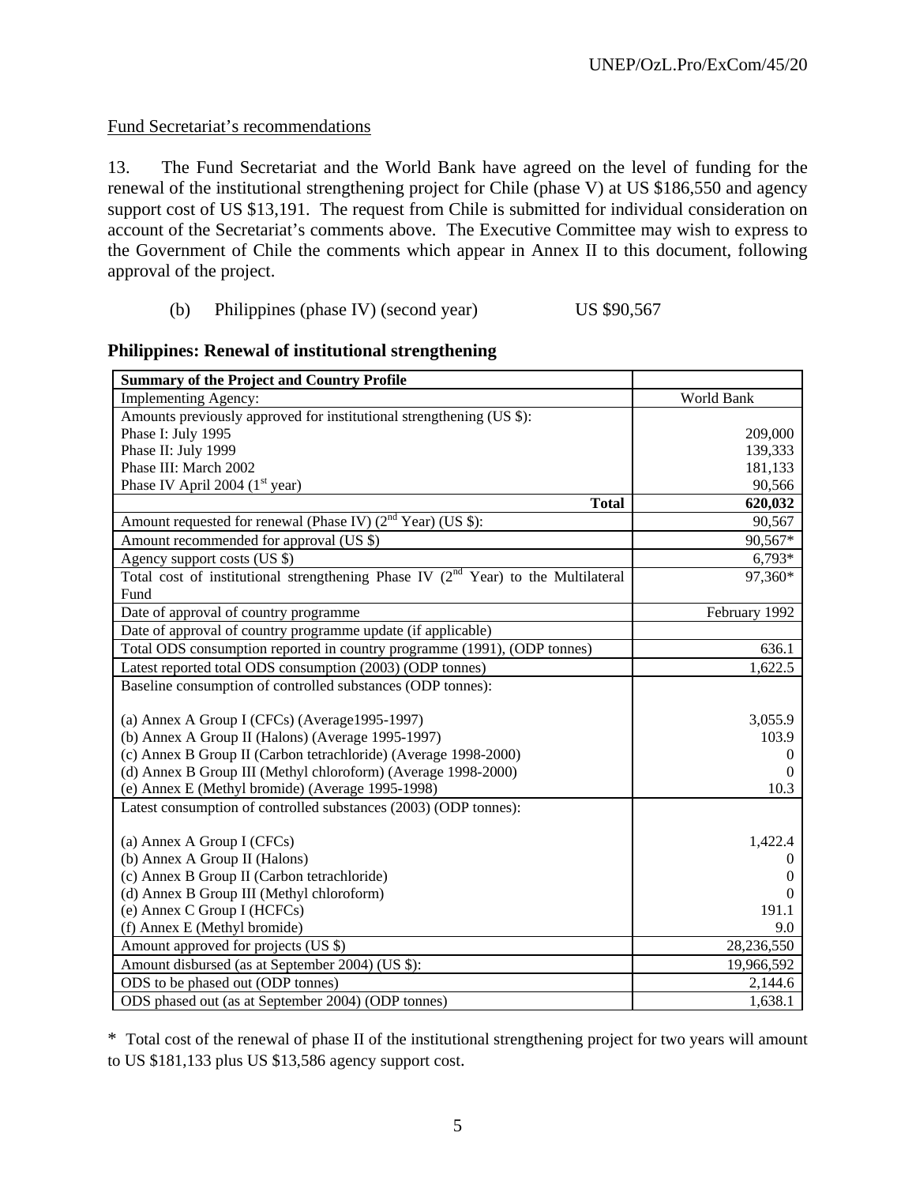Fund Secretariat's recommendations

13. The Fund Secretariat and the World Bank have agreed on the level of funding for the renewal of the institutional strengthening project for Chile (phase V) at US $186,550 and agency support cost of US $13,191. The request from Chile is submitted for individual consideration on account of the Secretariat's comments above. The Executive Committee may wish to express to the Government of Chile the comments which appear in Annex II to this document, following approval of the project.

(b) Philippines (phase IV) (second year) US $90,567

### Philippines: Renewal of institutional strengthening

| **Summary of the Project and Country Profile** | |
|---|---|
| Implementing Agency: | World Bank |
| Amounts previously approved for institutional strengthening (US $): | |
| Phase I: July 1995 | 209,000 |
| Phase II: July 1999 | 139,333 |
| Phase III: March 2002 | 181,133 |
| Phase IV April 2004 (1st year) | 90,566 |
| **Total** | **620,032** |
| Amount requested for renewal (Phase IV) (2nd Year) (US $): | 90,567 |
| Amount recommended for approval (US $) | 90,567* |
| Agency support costs (US $) | 6,793* |
| Total cost of institutional strengthening Phase IV (2nd Year) to the Multilateral Fund | 97,360* |
| Date of approval of country programme | February 1992 |
| Date of approval of country programme update (if applicable) | |
| Total ODS consumption reported in country programme (1991), (ODP tonnes) | 636.1 |
| Latest reported total ODS consumption (2003) (ODP tonnes) | 1,622.5 |
| Baseline consumption of controlled substances (ODP tonnes): | |
| (a) Annex A Group I (CFCs) (Average1995-1997) | 3,055.9 |
| (b) Annex A Group II (Halons) (Average 1995-1997) | 103.9 |
| (c) Annex B Group II (Carbon tetrachloride) (Average 1998-2000) | 0 |
| (d) Annex B Group III (Methyl chloroform) (Average 1998-2000) | 0 |
| (e) Annex E (Methyl bromide) (Average 1995-1998) | 10.3 |
| Latest consumption of controlled substances (2003) (ODP tonnes): | |
| (a) Annex A Group I (CFCs) | 1,422.4 |
| (b) Annex A Group II (Halons) | 0 |
| (c) Annex B Group II (Carbon tetrachloride) | 0 |
| (d) Annex B Group III (Methyl chloroform) | 0 |
| (e) Annex C Group I (HCFCs) | 191.1 |
| (f) Annex E (Methyl bromide) | 9.0 |
| Amount approved for projects (US $) | 28,236,550 |
| Amount disbursed (as at September 2004) (US $): | 19,966,592 |
| ODS to be phased out (ODP tonnes) | 2,144.6 |
| ODS phased out (as at September 2004) (ODP tonnes) | 1,638.1 |

\* Total cost of the renewal of phase II of the institutional strengthening project for two years will amount to US $181,133 plus US $13,586 agency support cost.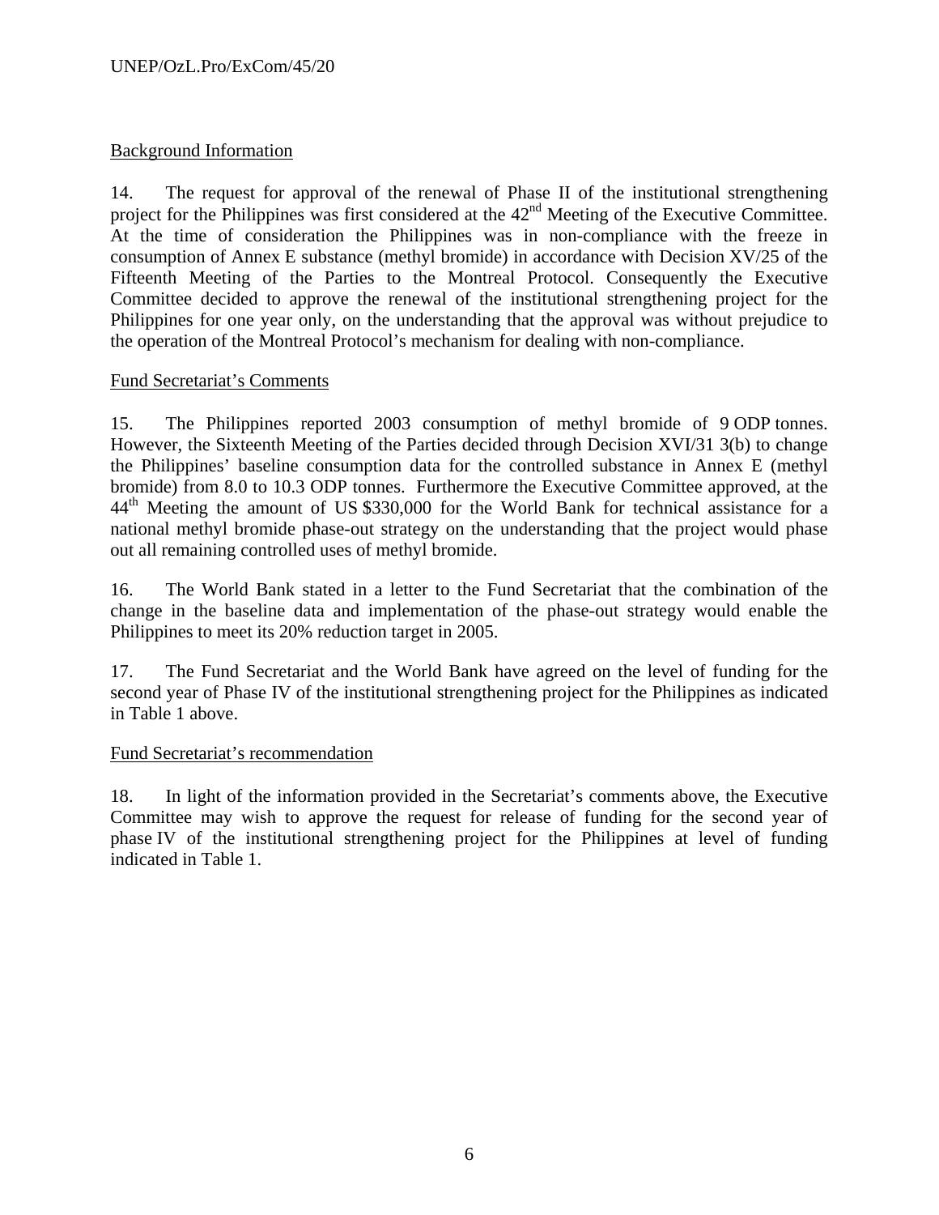Background Information

14. The request for approval of the renewal of Phase II of the institutional strengthening project for the Philippines was first considered at the 42nd Meeting of the Executive Committee. At the time of consideration the Philippines was in non-compliance with the freeze in consumption of Annex E substance (methyl bromide) in accordance with Decision XV/25 of the Fifteenth Meeting of the Parties to the Montreal Protocol. Consequently the Executive Committee decided to approve the renewal of the institutional strengthening project for the Philippines for one year only, on the understanding that the approval was without prejudice to the operation of the Montreal Protocol's mechanism for dealing with non-compliance.

Fund Secretariat's Comments

15. The Philippines reported 2003 consumption of methyl bromide of 9 ODP tonnes. However, the Sixteenth Meeting of the Parties decided through Decision XVI/31 3(b) to change the Philippines' baseline consumption data for the controlled substance in Annex E (methyl bromide) from 8.0 to 10.3 ODP tonnes. Furthermore the Executive Committee approved, at the 44th Meeting the amount of US $330,000 for the World Bank for technical assistance for a national methyl bromide phase-out strategy on the understanding that the project would phase out all remaining controlled uses of methyl bromide.

16. The World Bank stated in a letter to the Fund Secretariat that the combination of the change in the baseline data and implementation of the phase-out strategy would enable the Philippines to meet its 20% reduction target in 2005.

17. The Fund Secretariat and the World Bank have agreed on the level of funding for the second year of Phase IV of the institutional strengthening project for the Philippines as indicated in Table 1 above.

Fund Secretariat's recommendation

18. In light of the information provided in the Secretariat's comments above, the Executive Committee may wish to approve the request for release of funding for the second year of phase IV of the institutional strengthening project for the Philippines at level of funding indicated in Table 1.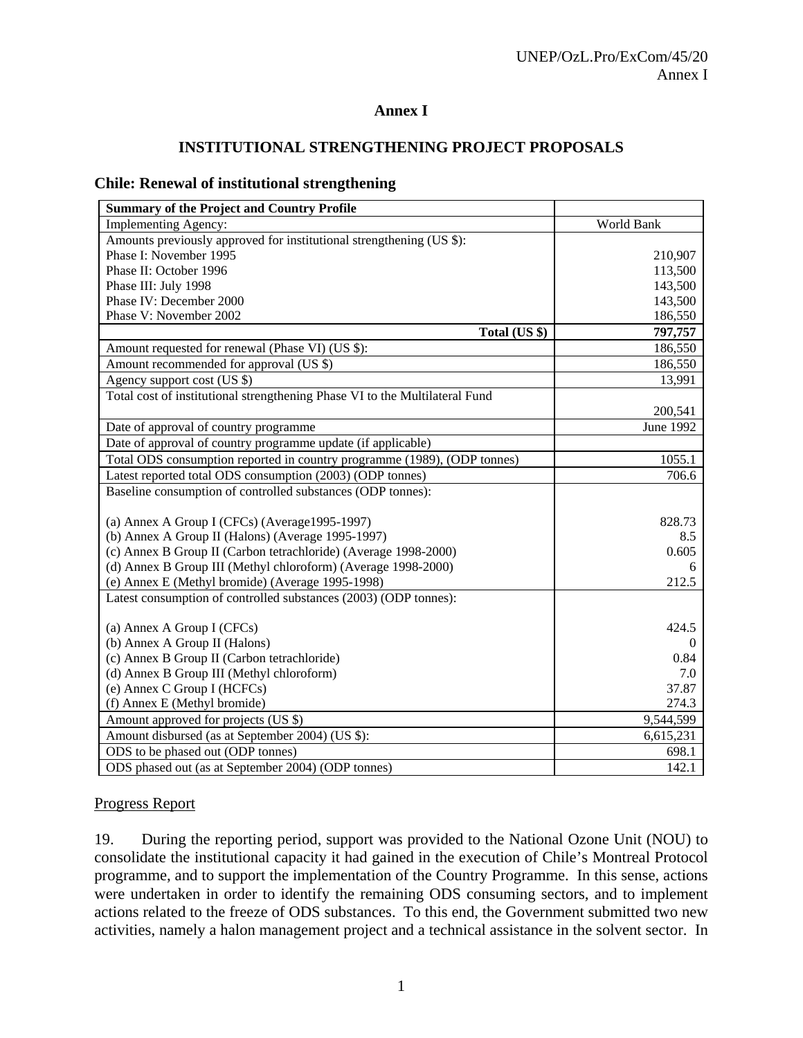# Annex I

## INSTITUTIONAL STRENGTHENING PROJECT PROPOSALS

### Chile: Renewal of institutional strengthening

| Summary of the Project and Country Profile | |
|---|---|
| Implementing Agency: | World Bank |
| Amounts previously approved for institutional strengthening (US $): | |
| Phase I: November 1995 | 210,907 |
| Phase II: October 1996 | 113,500 |
| Phase III: July 1998 | 143,500 |
| Phase IV: December 2000 | 143,500 |
| Phase V: November 2002 | 186,550 |
| **Total (US $)** | **797,757** |
| Amount requested for renewal (Phase VI) (US $): | 186,550 |
| Amount recommended for approval (US $) | 186,550 |
| Agency support cost (US $) | 13,991 |
| Total cost of institutional strengthening Phase VI to the Multilateral Fund | 200,541 |
| Date of approval of country programme | June 1992 |
| Date of approval of country programme update (if applicable) | |
| Total ODS consumption reported in country programme (1989), (ODP tonnes) | 1055.1 |
| Latest reported total ODS consumption (2003) (ODP tonnes) | 706.6 |
| Baseline consumption of controlled substances (ODP tonnes): | |
| (a) Annex A Group I (CFCs) (Average1995-1997) | 828.73 |
| (b) Annex A Group II (Halons) (Average 1995-1997) | 8.5 |
| (c) Annex B Group II (Carbon tetrachloride) (Average 1998-2000) | 0.605 |
| (d) Annex B Group III (Methyl chloroform) (Average 1998-2000) | 6 |
| (e) Annex E (Methyl bromide) (Average 1995-1998) | 212.5 |
| Latest consumption of controlled substances (2003) (ODP tonnes): | |
| (a) Annex A Group I (CFCs) | 424.5 |
| (b) Annex A Group II (Halons) | 0 |
| (c) Annex B Group II (Carbon tetrachloride) | 0.84 |
| (d) Annex B Group III (Methyl chloroform) | 7.0 |
| (e) Annex C Group I (HCFCs) | 37.87 |
| (f) Annex E (Methyl bromide) | 274.3 |
| Amount approved for projects (US $) | 9,544,599 |
| Amount disbursed (as at September 2004) (US $): | 6,615,231 |
| ODS to be phased out (ODP tonnes) | 698.1 |
| ODS phased out (as at September 2004) (ODP tonnes) | 142.1 |

Progress Report

19. During the reporting period, support was provided to the National Ozone Unit (NOU) to consolidate the institutional capacity it had gained in the execution of Chile's Montreal Protocol programme, and to support the implementation of the Country Programme. In this sense, actions were undertaken in order to identify the remaining ODS consuming sectors, and to implement actions related to the freeze of ODS substances. To this end, the Government submitted two new activities, namely a halon management project and a technical assistance in the solvent sector. In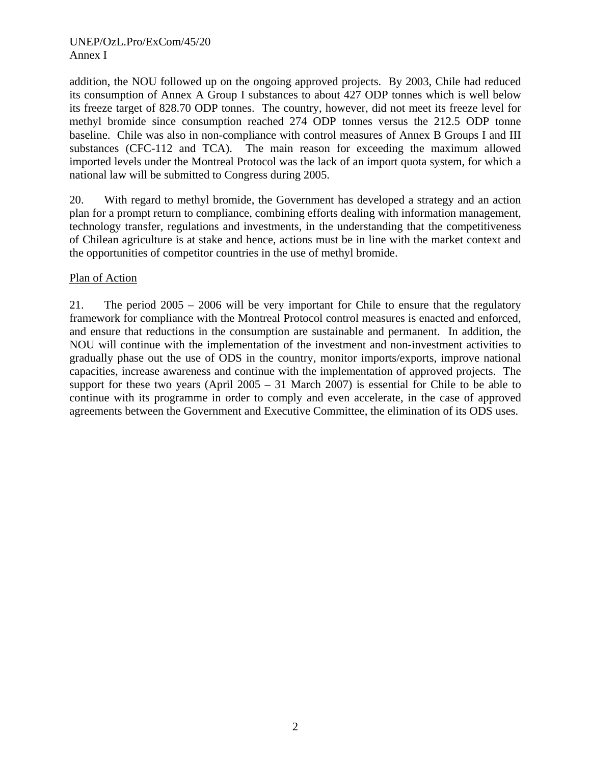addition, the NOU followed up on the ongoing approved projects. By 2003, Chile had reduced its consumption of Annex A Group I substances to about 427 ODP tonnes which is well below its freeze target of 828.70 ODP tonnes. The country, however, did not meet its freeze level for methyl bromide since consumption reached 274 ODP tonnes versus the 212.5 ODP tonne baseline. Chile was also in non-compliance with control measures of Annex B Groups I and III substances (CFC-112 and TCA). The main reason for exceeding the maximum allowed imported levels under the Montreal Protocol was the lack of an import quota system, for which a national law will be submitted to Congress during 2005.

20. With regard to methyl bromide, the Government has developed a strategy and an action plan for a prompt return to compliance, combining efforts dealing with information management, technology transfer, regulations and investments, in the understanding that the competitiveness of Chilean agriculture is at stake and hence, actions must be in line with the market context and the opportunities of competitor countries in the use of methyl bromide.

Plan of Action

21. The period 2005 – 2006 will be very important for Chile to ensure that the regulatory framework for compliance with the Montreal Protocol control measures is enacted and enforced, and ensure that reductions in the consumption are sustainable and permanent. In addition, the NOU will continue with the implementation of the investment and non-investment activities to gradually phase out the use of ODS in the country, monitor imports/exports, improve national capacities, increase awareness and continue with the implementation of approved projects. The support for these two years (April 2005 – 31 March 2007) is essential for Chile to be able to continue with its programme in order to comply and even accelerate, in the case of approved agreements between the Government and Executive Committee, the elimination of its ODS uses.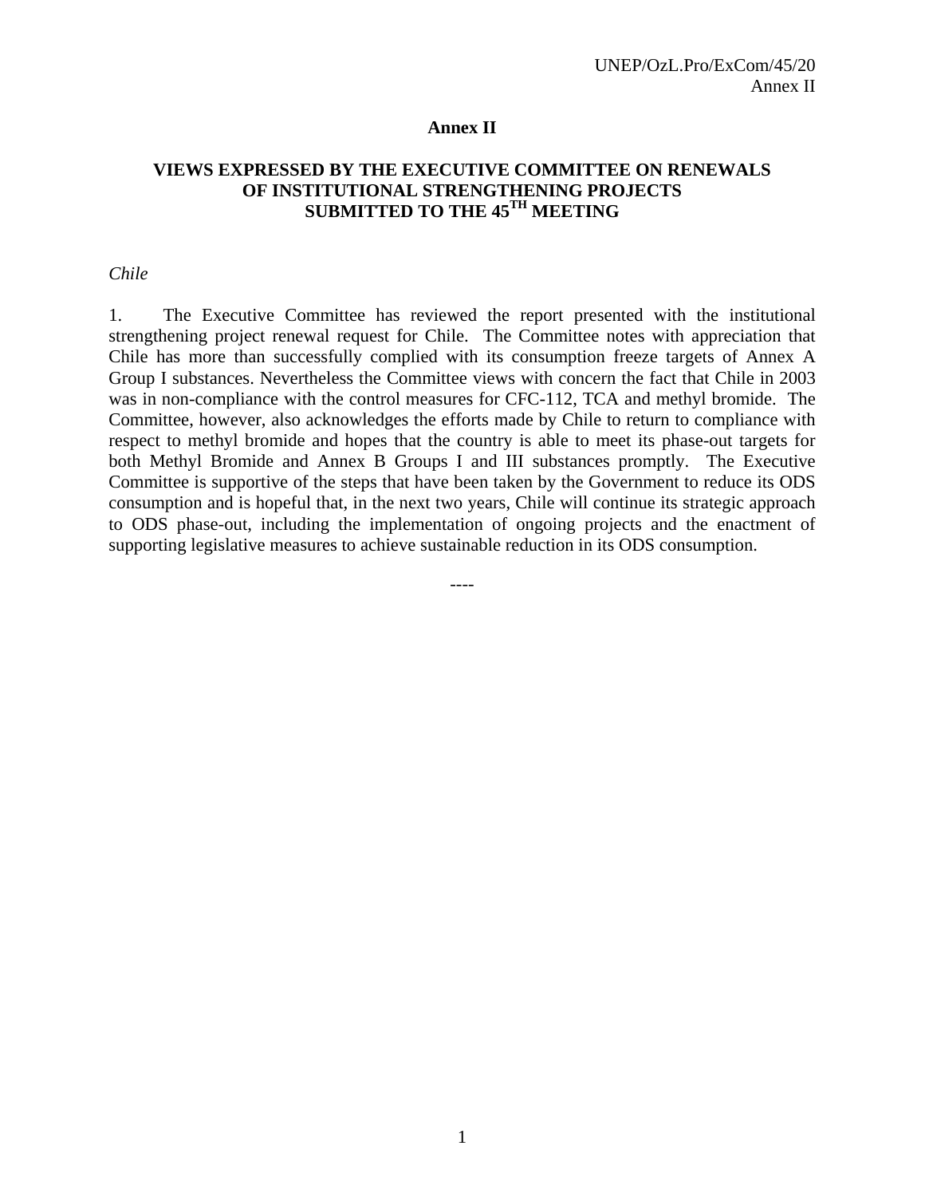# Annex II

## VIEWS EXPRESSED BY THE EXECUTIVE COMMITTEE ON RENEWALS OF INSTITUTIONAL STRENGTHENING PROJECTS SUBMITTED TO THE 45TH MEETING

*Chile*

1. The Executive Committee has reviewed the report presented with the institutional strengthening project renewal request for Chile. The Committee notes with appreciation that Chile has more than successfully complied with its consumption freeze targets of Annex A Group I substances. Nevertheless the Committee views with concern the fact that Chile in 2003 was in non-compliance with the control measures for CFC-112, TCA and methyl bromide. The Committee, however, also acknowledges the efforts made by Chile to return to compliance with respect to methyl bromide and hopes that the country is able to meet its phase-out targets for both Methyl Bromide and Annex B Groups I and III substances promptly. The Executive Committee is supportive of the steps that have been taken by the Government to reduce its ODS consumption and is hopeful that, in the next two years, Chile will continue its strategic approach to ODS phase-out, including the implementation of ongoing projects and the enactment of supporting legislative measures to achieve sustainable reduction in its ODS consumption.

----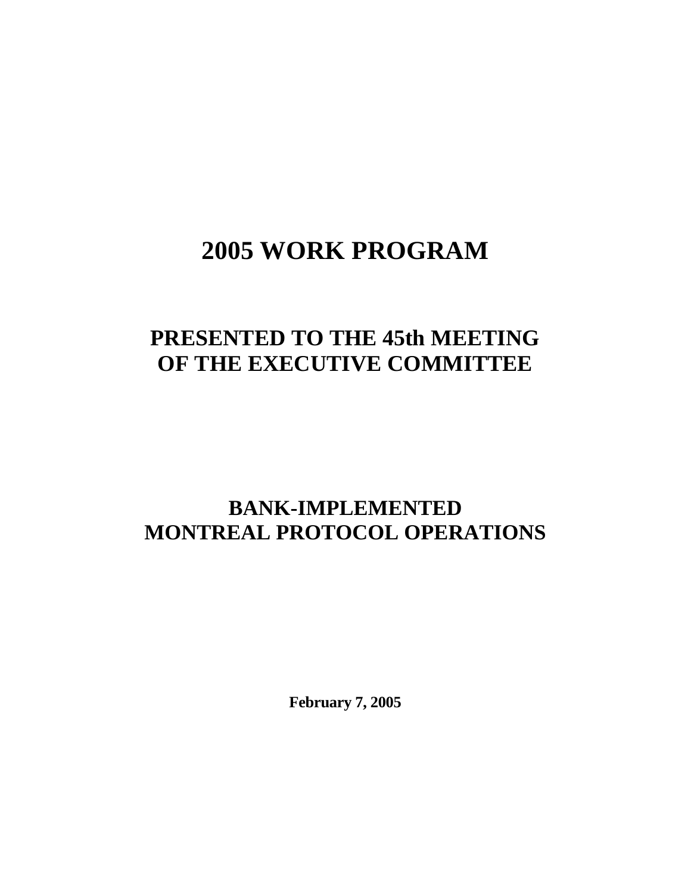# 2005 WORK PROGRAM

## PRESENTED TO THE 45th MEETING OF THE EXECUTIVE COMMITTEE

## BANK-IMPLEMENTED MONTREAL PROTOCOL OPERATIONS

**February 7, 2005**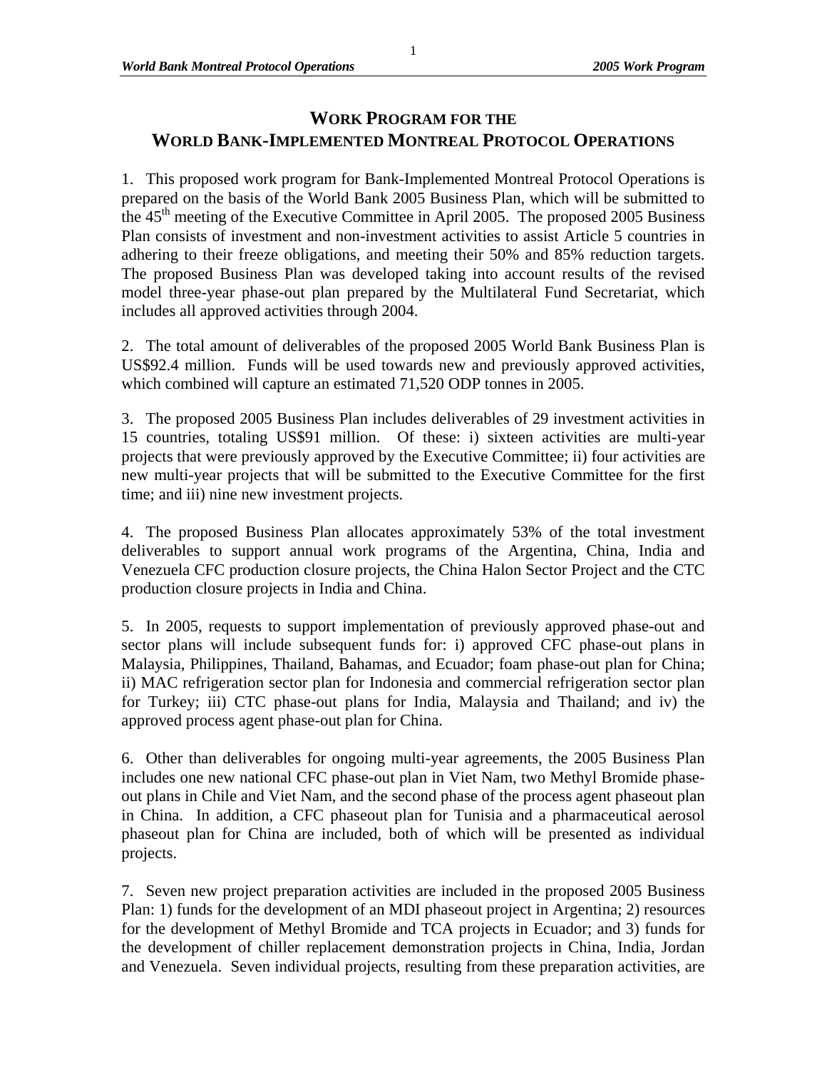# WORK PROGRAM FOR THE WORLD BANK-IMPLEMENTED MONTREAL PROTOCOL OPERATIONS

1. This proposed work program for Bank-Implemented Montreal Protocol Operations is prepared on the basis of the World Bank 2005 Business Plan, which will be submitted to the 45th meeting of the Executive Committee in April 2005. The proposed 2005 Business Plan consists of investment and non-investment activities to assist Article 5 countries in adhering to their freeze obligations, and meeting their 50% and 85% reduction targets. The proposed Business Plan was developed taking into account results of the revised model three-year phase-out plan prepared by the Multilateral Fund Secretariat, which includes all approved activities through 2004.

2. The total amount of deliverables of the proposed 2005 World Bank Business Plan is US$92.4 million. Funds will be used towards new and previously approved activities, which combined will capture an estimated 71,520 ODP tonnes in 2005.

3. The proposed 2005 Business Plan includes deliverables of 29 investment activities in 15 countries, totaling US$91 million. Of these: i) sixteen activities are multi-year projects that were previously approved by the Executive Committee; ii) four activities are new multi-year projects that will be submitted to the Executive Committee for the first time; and iii) nine new investment projects.

4. The proposed Business Plan allocates approximately 53% of the total investment deliverables to support annual work programs of the Argentina, China, India and Venezuela CFC production closure projects, the China Halon Sector Project and the CTC production closure projects in India and China.

5. In 2005, requests to support implementation of previously approved phase-out and sector plans will include subsequent funds for: i) approved CFC phase-out plans in Malaysia, Philippines, Thailand, Bahamas, and Ecuador; foam phase-out plan for China; ii) MAC refrigeration sector plan for Indonesia and commercial refrigeration sector plan for Turkey; iii) CTC phase-out plans for India, Malaysia and Thailand; and iv) the approved process agent phase-out plan for China.

6. Other than deliverables for ongoing multi-year agreements, the 2005 Business Plan includes one new national CFC phase-out plan in Viet Nam, two Methyl Bromide phase-out plans in Chile and Viet Nam, and the second phase of the process agent phaseout plan in China. In addition, a CFC phaseout plan for Tunisia and a pharmaceutical aerosol phaseout plan for China are included, both of which will be presented as individual projects.

7. Seven new project preparation activities are included in the proposed 2005 Business Plan: 1) funds for the development of an MDI phaseout project in Argentina; 2) resources for the development of Methyl Bromide and TCA projects in Ecuador; and 3) funds for the development of chiller replacement demonstration projects in China, India, Jordan and Venezuela. Seven individual projects, resulting from these preparation activities, are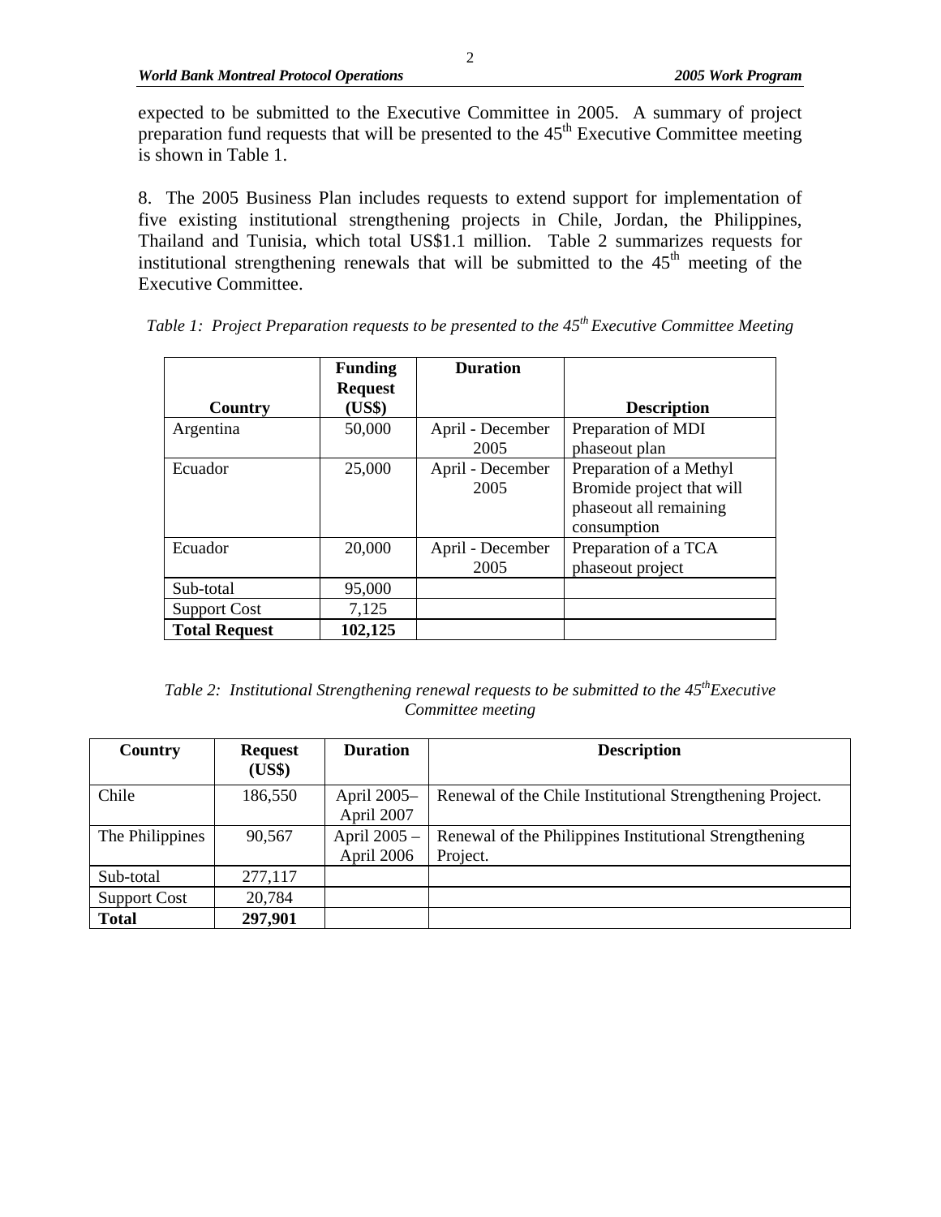expected to be submitted to the Executive Committee in 2005. A summary of project preparation fund requests that will be presented to the 45th Executive Committee meeting is shown in Table 1.

8. The 2005 Business Plan includes requests to extend support for implementation of five existing institutional strengthening projects in Chile, Jordan, the Philippines, Thailand and Tunisia, which total US$1.1 million. Table 2 summarizes requests for institutional strengthening renewals that will be submitted to the 45th meeting of the Executive Committee.

*Table 1: Project Preparation requests to be presented to the 45th Executive Committee Meeting*

| Country | Funding Request (US$) | Duration | Description |
|---|---|---|---|
| Argentina | 50,000 | April - December 2005 | Preparation of MDI phaseout plan |
| Ecuador | 25,000 | April - December 2005 | Preparation of a Methyl Bromide project that will phaseout all remaining consumption |
| Ecuador | 20,000 | April - December 2005 | Preparation of a TCA phaseout project |
| Sub-total | 95,000 | | |
| Support Cost | 7,125 | | |
| **Total Request** | **102,125** | | |

*Table 2: Institutional Strengthening renewal requests to be submitted to the 45th Executive Committee meeting*

| Country | Request (US$) | Duration | Description |
|---|---|---|---|
| Chile | 186,550 | April 2005– April 2007 | Renewal of the Chile Institutional Strengthening Project. |
| The Philippines | 90,567 | April 2005 – April 2006 | Renewal of the Philippines Institutional Strengthening Project. |
| Sub-total | 277,117 | | |
| Support Cost | 20,784 | | |
| **Total** | **297,901** | | |